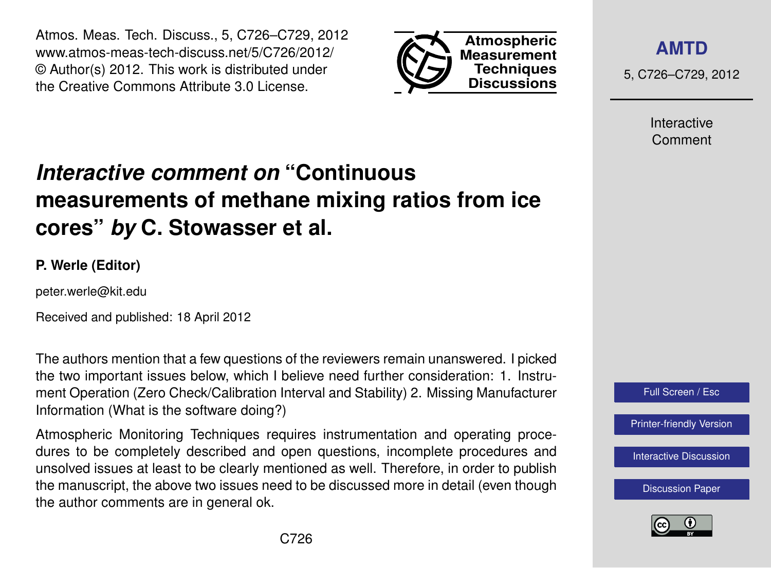# *Interactive comment on* "Continuous measurements of methane mixing ratios from ice cores" *by* C. Stowasser et al.

**P. Werle (Editor)**

peter.werle@kit.edu

Received and published: 18 April 2012

The authors mention that a few questions of the reviewers remain unanswered. I picked the two important issues below, which I believe need further consideration: 1. Instrument Operation (Zero Check/Calibration Interval and Stability) 2. Missing Manufacturer Information (What is the software doing?)

Atmospheric Monitoring Techniques requires instrumentation and operating procedures to be completely described and open questions, incomplete procedures and unsolved issues at least to be clearly mentioned as well. Therefore, in order to publish the manuscript, the above two issues need to be discussed more in detail (even though the author comments are in general ok.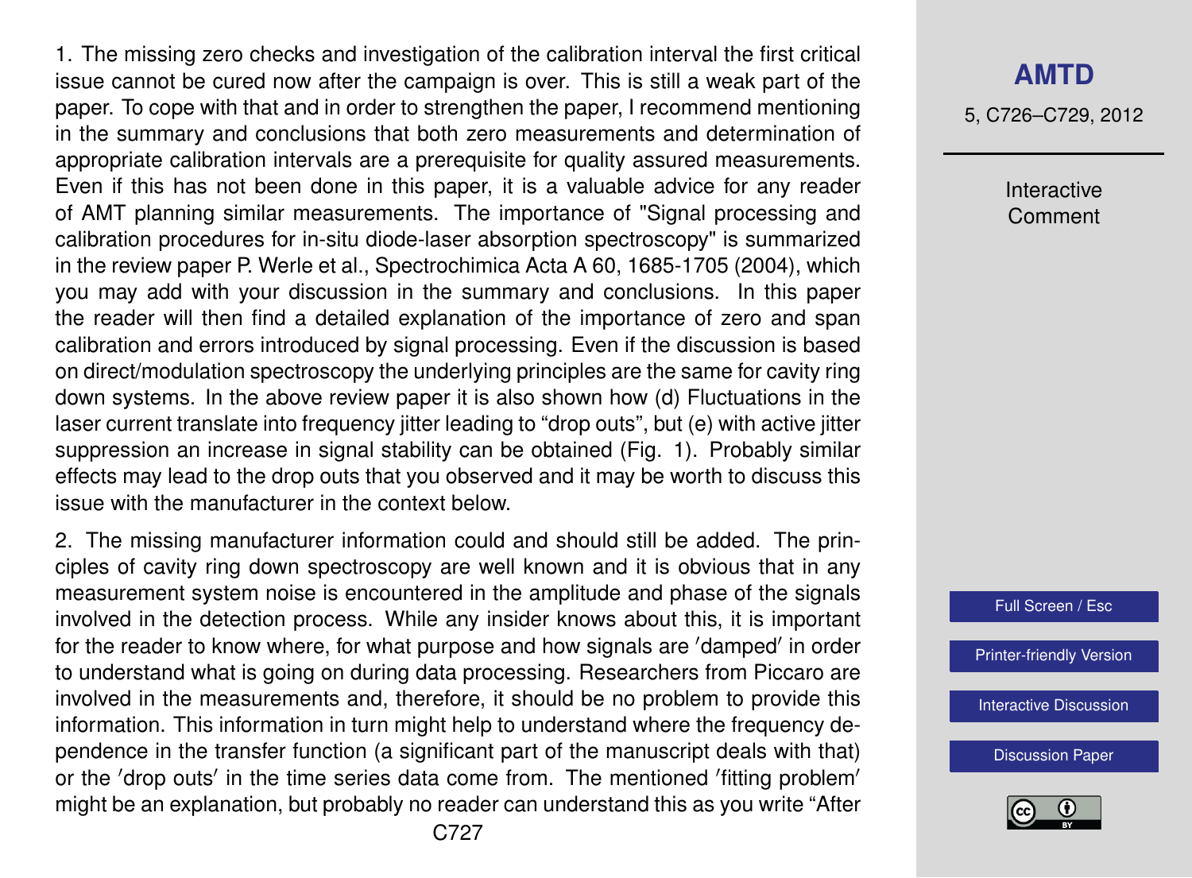1. The missing zero checks and investigation of the calibration interval the first critical issue cannot be cured now after the campaign is over. This is still a weak part of the paper. To cope with that and in order to strengthen the paper, I recommend mentioning in the summary and conclusions that both zero measurements and determination of appropriate calibration intervals are a prerequisite for quality assured measurements. Even if this has not been done in this paper, it is a valuable advice for any reader of AMT planning similar measurements. The importance of "Signal processing and calibration procedures for in-situ diode-laser absorption spectroscopy" is summarized in the review paper P. Werle et al., Spectrochimica Acta A 60, 1685-1705 (2004), which you may add with your discussion in the summary and conclusions. In this paper the reader will then find a detailed explanation of the importance of zero and span calibration and errors introduced by signal processing. Even if the discussion is based on direct/modulation spectroscopy the underlying principles are the same for cavity ring down systems. In the above review paper it is also shown how (d) Fluctuations in the laser current translate into frequency jitter leading to “drop outs”, but (e) with active jitter suppression an increase in signal stability can be obtained (Fig. 1). Probably similar effects may lead to the drop outs that you observed and it may be worth to discuss this issue with the manufacturer in the context below.

2. The missing manufacturer information could and should still be added. The principles of cavity ring down spectroscopy are well known and it is obvious that in any measurement system noise is encountered in the amplitude and phase of the signals involved in the detection process. While any insider knows about this, it is important for the reader to know where, for what purpose and how signals are ′damped′ in order to understand what is going on during data processing. Researchers from Piccaro are involved in the measurements and, therefore, it should be no problem to provide this information. This information in turn might help to understand where the frequency dependence in the transfer function (a significant part of the manuscript deals with that) or the ′drop outs′ in the time series data come from. The mentioned ′fitting problem′ might be an explanation, but probably no reader can understand this as you write “After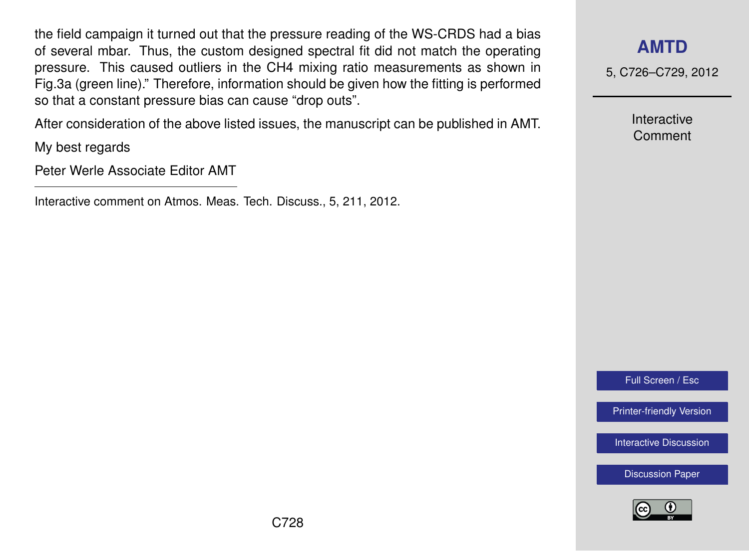the field campaign it turned out that the pressure reading of the WS-CRDS had a bias of several mbar. Thus, the custom designed spectral fit did not match the operating pressure. This caused outliers in the CH4 mixing ratio measurements as shown in Fig.3a (green line)." Therefore, information should be given how the fitting is performed so that a constant pressure bias can cause "drop outs".

After consideration of the above listed issues, the manuscript can be published in AMT.

My best regards

Peter Werle Associate Editor AMT

---

Interactive comment on Atmos. Meas. Tech. Discuss., 5, 211, 2012.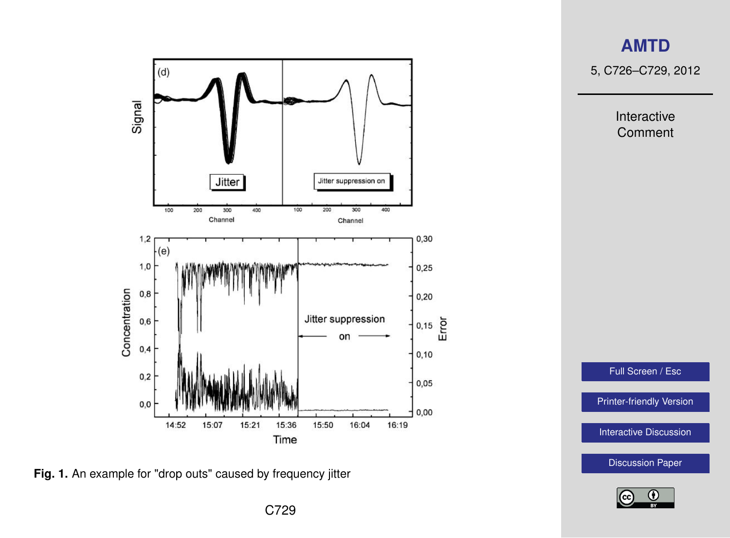(d)

Signal

Jitter

Jitter suppression on

100 200 300 400

Channel

100 200 300 400

Channel

(e)

Concentration

1,2
1,0
0,8
0,6
0,4
0,2
0,0

Jitter suppression

on

Error

0,30
0,25
0,20
0,15
0,10
0,05
0,00

14:52 15:07 15:21 15:36 15:50 16:04 16:19

Time

**Fig. 1.** An example for "drop outs" caused by frequency jitter